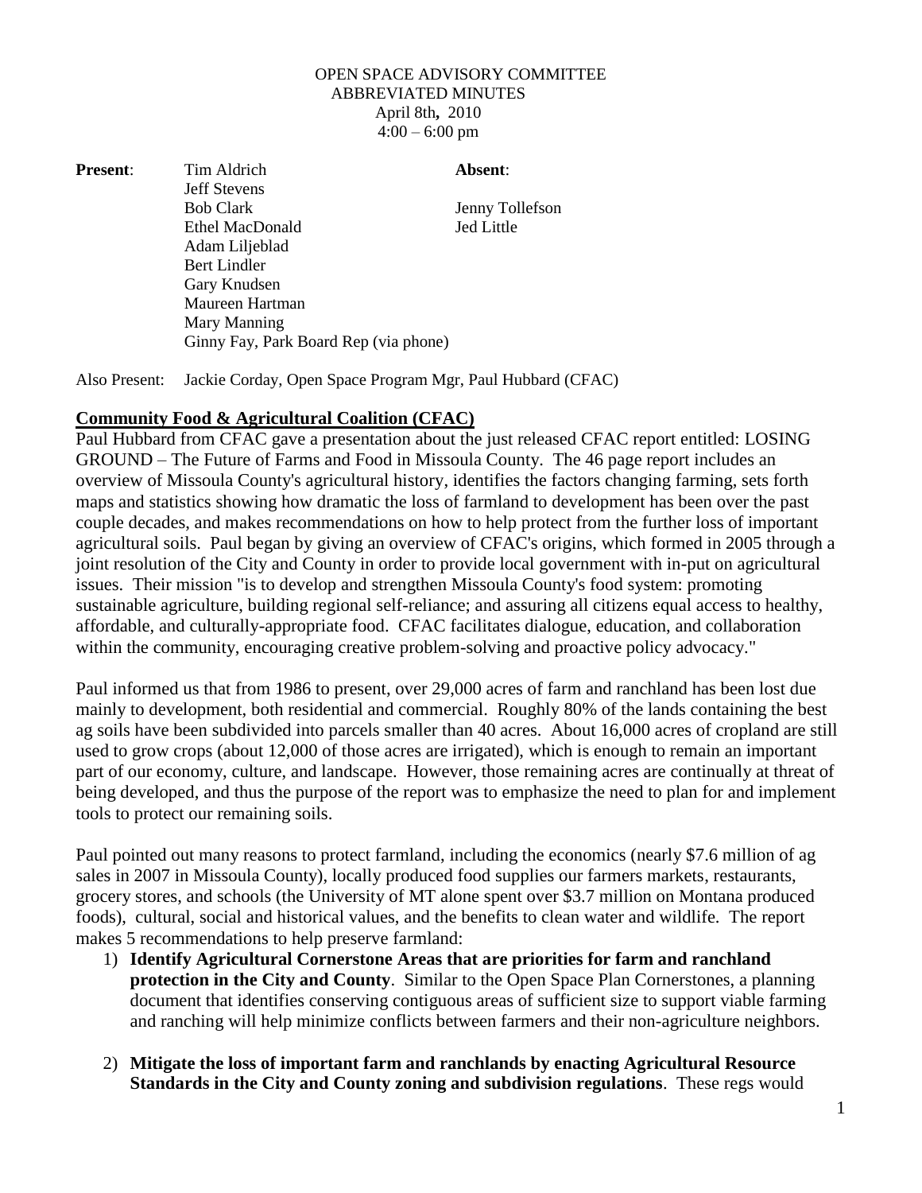OPEN SPACE ADVISORY COMMITTEE
ABBREVIATED MINUTES
April 8th**,** 2010
4:00 – 6:00 pm

| **Present**: | | **Absent**: |
|---|---|---|
| | Tim Aldrich | |
| | Jeff Stevens | |
| | Bob Clark | Jenny Tollefson |
| | Ethel MacDonald | Jed Little |
| | Adam Liljeblad | |
| | Bert Lindler | |
| | Gary Knudsen | |
| | Maureen Hartman | |
| | Mary Manning | |
| | Ginny Fay, Park Board Rep (via phone) | |

Also Present: Jackie Corday, Open Space Program Mgr, Paul Hubbard (CFAC)

## **Community Food & Agricultural Coalition (CFAC)**

Paul Hubbard from CFAC gave a presentation about the just released CFAC report entitled: LOSING GROUND – The Future of Farms and Food in Missoula County. The 46 page report includes an overview of Missoula County's agricultural history, identifies the factors changing farming, sets forth maps and statistics showing how dramatic the loss of farmland to development has been over the past couple decades, and makes recommendations on how to help protect from the further loss of important agricultural soils. Paul began by giving an overview of CFAC's origins, which formed in 2005 through a joint resolution of the City and County in order to provide local government with in-put on agricultural issues. Their mission "is to develop and strengthen Missoula County's food system: promoting sustainable agriculture, building regional self-reliance; and assuring all citizens equal access to healthy, affordable, and culturally-appropriate food. CFAC facilitates dialogue, education, and collaboration within the community, encouraging creative problem-solving and proactive policy advocacy."

Paul informed us that from 1986 to present, over 29,000 acres of farm and ranchland has been lost due mainly to development, both residential and commercial. Roughly 80% of the lands containing the best ag soils have been subdivided into parcels smaller than 40 acres. About 16,000 acres of cropland are still used to grow crops (about 12,000 of those acres are irrigated), which is enough to remain an important part of our economy, culture, and landscape. However, those remaining acres are continually at threat of being developed, and thus the purpose of the report was to emphasize the need to plan for and implement tools to protect our remaining soils.

Paul pointed out many reasons to protect farmland, including the economics (nearly $7.6 million of ag sales in 2007 in Missoula County), locally produced food supplies our farmers markets, restaurants, grocery stores, and schools (the University of MT alone spent over $3.7 million on Montana produced foods), cultural, social and historical values, and the benefits to clean water and wildlife. The report makes 5 recommendations to help preserve farmland:

1) **Identify Agricultural Cornerstone Areas that are priorities for farm and ranchland protection in the City and County**. Similar to the Open Space Plan Cornerstones, a planning document that identifies conserving contiguous areas of sufficient size to support viable farming and ranching will help minimize conflicts between farmers and their non-agriculture neighbors.

2) **Mitigate the loss of important farm and ranchlands by enacting Agricultural Resource Standards in the City and County zoning and subdivision regulations**. These regs would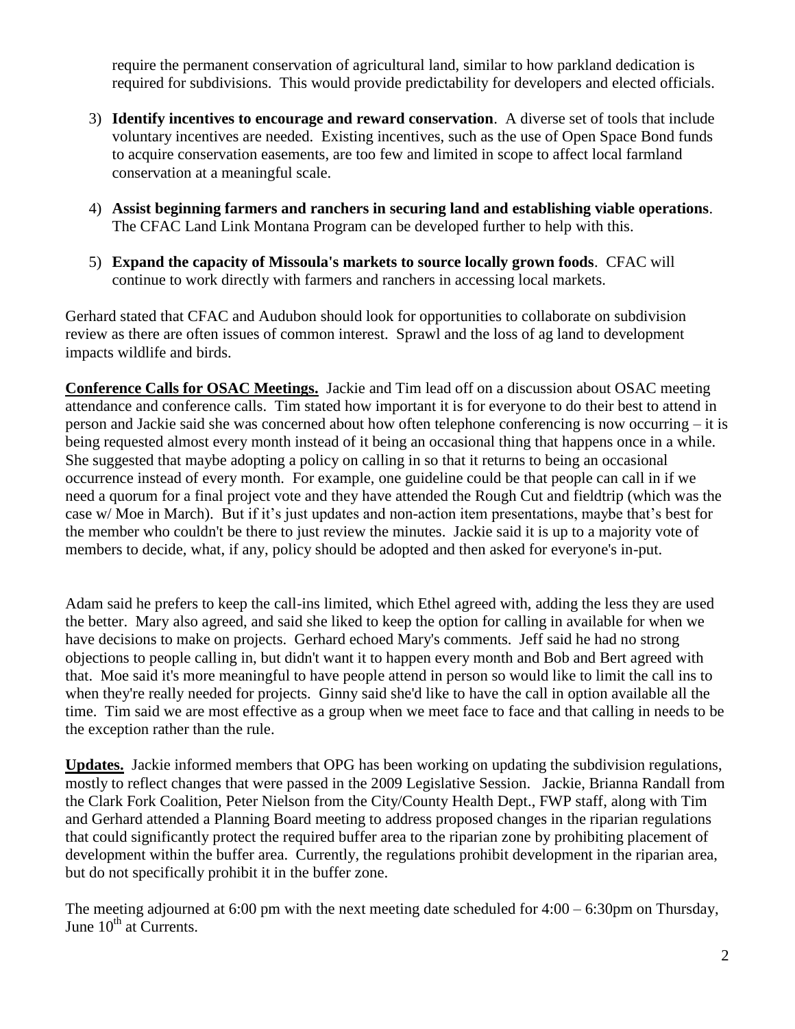require the permanent conservation of agricultural land, similar to how parkland dedication is required for subdivisions. This would provide predictability for developers and elected officials.

3) **Identify incentives to encourage and reward conservation**. A diverse set of tools that include voluntary incentives are needed. Existing incentives, such as the use of Open Space Bond funds to acquire conservation easements, are too few and limited in scope to affect local farmland conservation at a meaningful scale.

4) **Assist beginning farmers and ranchers in securing land and establishing viable operations**. The CFAC Land Link Montana Program can be developed further to help with this.

5) **Expand the capacity of Missoula's markets to source locally grown foods**. CFAC will continue to work directly with farmers and ranchers in accessing local markets.

Gerhard stated that CFAC and Audubon should look for opportunities to collaborate on subdivision review as there are often issues of common interest. Sprawl and the loss of ag land to development impacts wildlife and birds.

**Conference Calls for OSAC Meetings.** Jackie and Tim lead off on a discussion about OSAC meeting attendance and conference calls. Tim stated how important it is for everyone to do their best to attend in person and Jackie said she was concerned about how often telephone conferencing is now occurring – it is being requested almost every month instead of it being an occasional thing that happens once in a while. She suggested that maybe adopting a policy on calling in so that it returns to being an occasional occurrence instead of every month. For example, one guideline could be that people can call in if we need a quorum for a final project vote and they have attended the Rough Cut and fieldtrip (which was the case w/ Moe in March). But if it's just updates and non-action item presentations, maybe that's best for the member who couldn't be there to just review the minutes. Jackie said it is up to a majority vote of members to decide, what, if any, policy should be adopted and then asked for everyone's in-put.

Adam said he prefers to keep the call-ins limited, which Ethel agreed with, adding the less they are used the better. Mary also agreed, and said she liked to keep the option for calling in available for when we have decisions to make on projects. Gerhard echoed Mary's comments. Jeff said he had no strong objections to people calling in, but didn't want it to happen every month and Bob and Bert agreed with that. Moe said it's more meaningful to have people attend in person so would like to limit the call ins to when they're really needed for projects. Ginny said she'd like to have the call in option available all the time. Tim said we are most effective as a group when we meet face to face and that calling in needs to be the exception rather than the rule.

**Updates.** Jackie informed members that OPG has been working on updating the subdivision regulations, mostly to reflect changes that were passed in the 2009 Legislative Session. Jackie, Brianna Randall from the Clark Fork Coalition, Peter Nielson from the City/County Health Dept., FWP staff, along with Tim and Gerhard attended a Planning Board meeting to address proposed changes in the riparian regulations that could significantly protect the required buffer area to the riparian zone by prohibiting placement of development within the buffer area. Currently, the regulations prohibit development in the riparian area, but do not specifically prohibit it in the buffer zone.

The meeting adjourned at 6:00 pm with the next meeting date scheduled for 4:00 – 6:30pm on Thursday, June 10th at Currents.